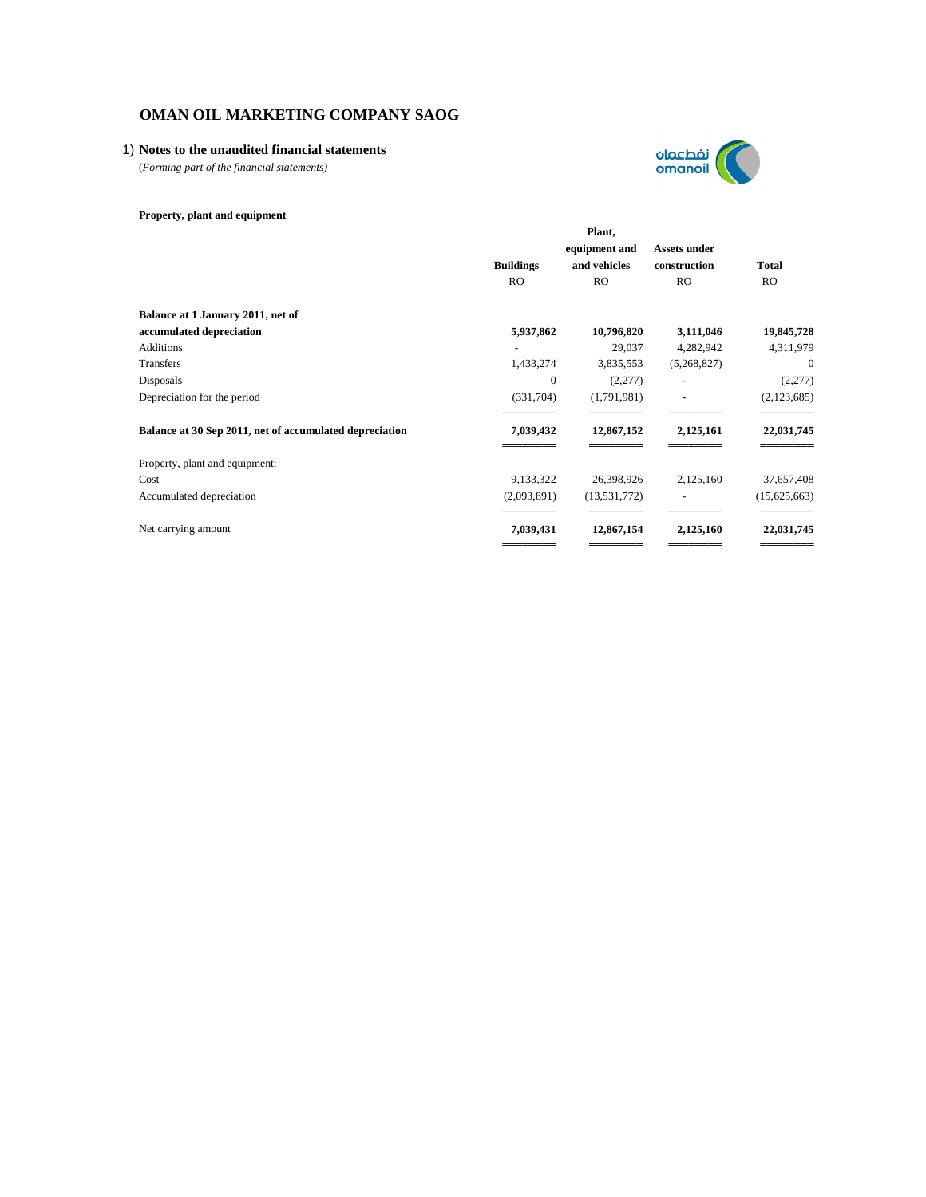# OMAN OIL MARKETING COMPANY SAOG

1) **Notes to the unaudited financial statements**

(*Forming part of the financial statements)*

**Property, plant and equipment**

| | **Buildings** | **Plant, equipment and and vehicles** | **Assets under construction** | **Total** |
|---|---|---|---|---|
| | RO | RO | RO | RO |
| **Balance at 1 January 2011, net of accumulated depreciation** | **5,937,862** | **10,796,820** | **3,111,046** | **19,845,728** |
| Additions | - | 29,037 | 4,282,942 | 4,311,979 |
| Transfers | 1,433,274 | 3,835,553 | (5,268,827) | 0 |
| Disposals | 0 | (2,277) | - | (2,277) |
| Depreciation for the period | (331,704) | (1,791,981) | - | (2,123,685) |
| **Balance at 30 Sep 2011, net of accumulated depreciation** | **7,039,432** | **12,867,152** | **2,125,161** | **22,031,745** |
| Property, plant and equipment: | | | | |
| Cost | 9,133,322 | 26,398,926 | 2,125,160 | 37,657,408 |
| Accumulated depreciation | (2,093,891) | (13,531,772) | - | (15,625,663) |
| Net carrying amount | **7,039,431** | **12,867,154** | **2,125,160** | **22,031,745** |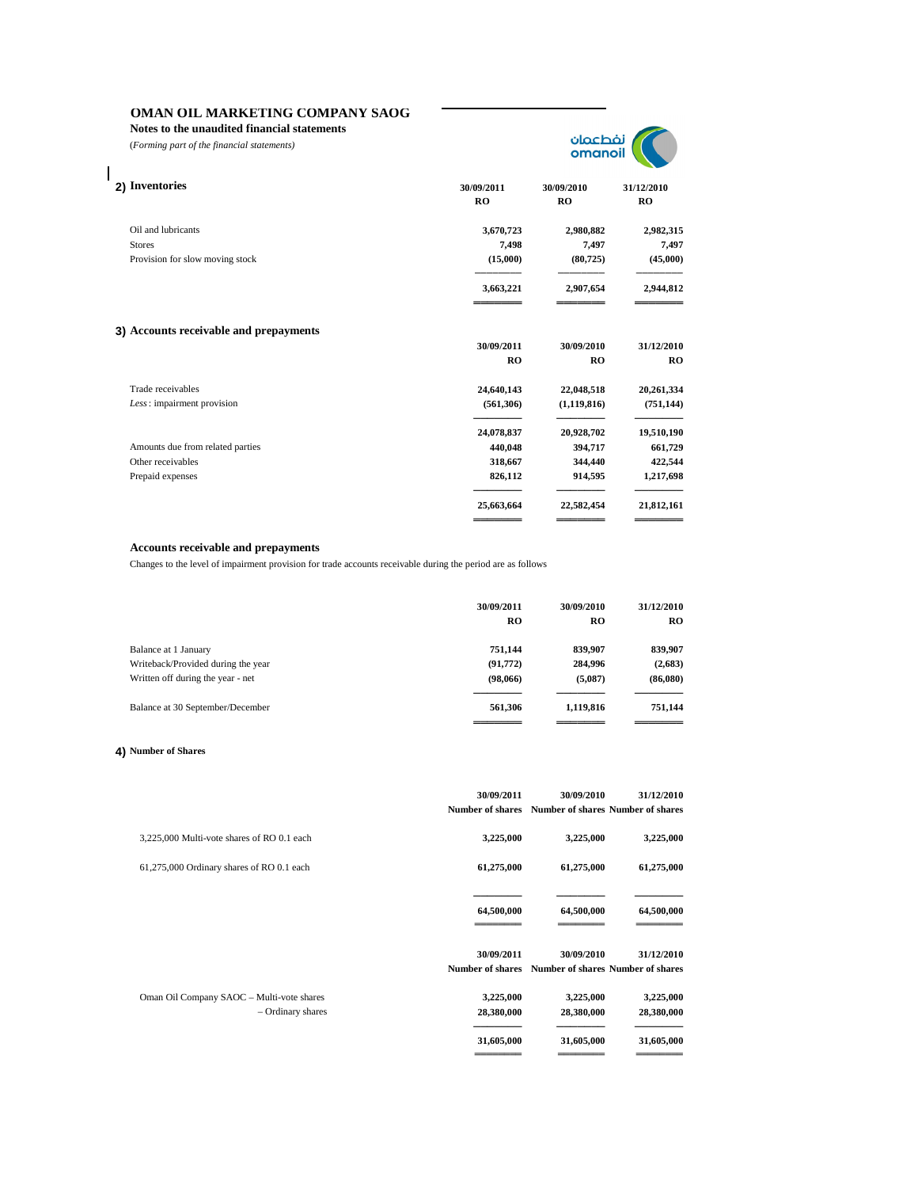# OMAN OIL MARKETING COMPANY SAOG

**Notes to the unaudited financial statements**

(*Forming part of the financial statements*)

## 2) Inventories

| | 30/09/2011 RO | 30/09/2010 RO | 31/12/2010 RO |
|---|---|---|---|
| Oil and lubricants | 3,670,723 | 2,980,882 | 2,982,315 |
| Stores | 7,498 | 7,497 | 7,497 |
| Provision for slow moving stock | (15,000) | (80,725) | (45,000) |
| | 3,663,221 | 2,907,654 | 2,944,812 |

## 3) Accounts receivable and prepayments

| | 30/09/2011 RO | 30/09/2010 RO | 31/12/2010 RO |
|---|---|---|---|
| Trade receivables | 24,640,143 | 22,048,518 | 20,261,334 |
| *Less* : impairment provision | (561,306) | (1,119,816) | (751,144) |
| | 24,078,837 | 20,928,702 | 19,510,190 |
| Amounts due from related parties | 440,048 | 394,717 | 661,729 |
| Other receivables | 318,667 | 344,440 | 422,544 |
| Prepaid expenses | 826,112 | 914,595 | 1,217,698 |
| | 25,663,664 | 22,582,454 | 21,812,161 |

**Accounts receivable and prepayments**

Changes to the level of impairment provision for trade accounts receivable during the period are as follows

| | 30/09/2011 RO | 30/09/2010 RO | 31/12/2010 RO |
|---|---|---|---|
| Balance at 1 January | 751,144 | 839,907 | 839,907 |
| Writeback/Provided during the year | (91,772) | 284,996 | (2,683) |
| Written off during the year - net | (98,066) | (5,087) | (86,080) |
| Balance at 30 September/December | 561,306 | 1,119,816 | 751,144 |

## 4) Number of Shares

| | 30/09/2011 Number of shares | 30/09/2010 Number of shares | 31/12/2010 Number of shares |
|---|---|---|---|
| 3,225,000 Multi-vote shares of RO 0.1 each | 3,225,000 | 3,225,000 | 3,225,000 |
| 61,275,000 Ordinary shares of RO 0.1 each | 61,275,000 | 61,275,000 | 61,275,000 |
| | 64,500,000 | 64,500,000 | 64,500,000 |

| | 30/09/2011 Number of shares | 30/09/2010 Number of shares | 31/12/2010 Number of shares |
|---|---|---|---|
| Oman Oil Company SAOC – Multi-vote shares | 3,225,000 | 3,225,000 | 3,225,000 |
| – Ordinary shares | 28,380,000 | 28,380,000 | 28,380,000 |
| | 31,605,000 | 31,605,000 | 31,605,000 |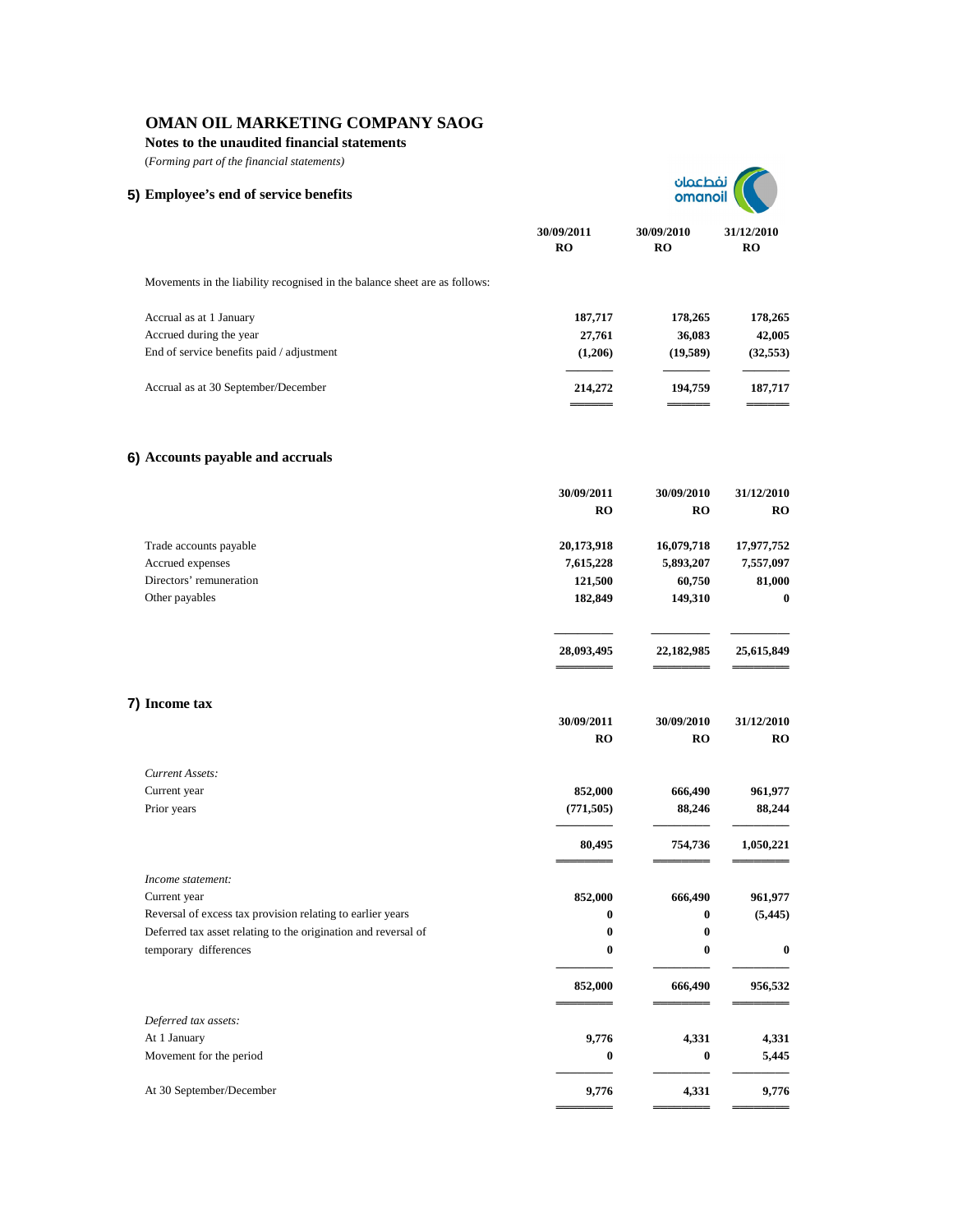# OMAN OIL MARKETING COMPANY SAOG

**Notes to the unaudited financial statements**

*(Forming part of the financial statements)*

## 5) Employee's end of service benefits

Movements in the liability recognised in the balance sheet are as follows:

| | 30/09/2011 RO | 30/09/2010 RO | 31/12/2010 RO |
|---|---|---|---|
| Accrual as at 1 January | 187,717 | 178,265 | 178,265 |
| Accrued during the year | 27,761 | 36,083 | 42,005 |
| End of service benefits paid / adjustment | (1,206) | (19,589) | (32,553) |
| Accrual as at 30 September/December | 214,272 | 194,759 | 187,717 |

## 6) Accounts payable and accruals

| | 30/09/2011 RO | 30/09/2010 RO | 31/12/2010 RO |
|---|---|---|---|
| Trade accounts payable | 20,173,918 | 16,079,718 | 17,977,752 |
| Accrued expenses | 7,615,228 | 5,893,207 | 7,557,097 |
| Directors' remuneration | 121,500 | 60,750 | 81,000 |
| Other payables | 182,849 | 149,310 | 0 |
| | 28,093,495 | 22,182,985 | 25,615,849 |

## 7) Income tax

| | 30/09/2011 RO | 30/09/2010 RO | 31/12/2010 RO |
|---|---|---|---|
| *Current Assets:* | | | |
| Current year | 852,000 | 666,490 | 961,977 |
| Prior years | (771,505) | 88,246 | 88,244 |
| | 80,495 | 754,736 | 1,050,221 |
| *Income statement:* | | | |
| Current year | 852,000 | 666,490 | 961,977 |
| Reversal of excess tax provision relating to earlier years | 0 | 0 | (5,445) |
| Deferred tax asset relating to the origination and reversal of | 0 | 0 | |
| temporary differences | 0 | 0 | 0 |
| | 852,000 | 666,490 | 956,532 |
| *Deferred tax assets:* | | | |
| At 1 January | 9,776 | 4,331 | 4,331 |
| Movement for the period | 0 | 0 | 5,445 |
| At 30 September/December | 9,776 | 4,331 | 9,776 |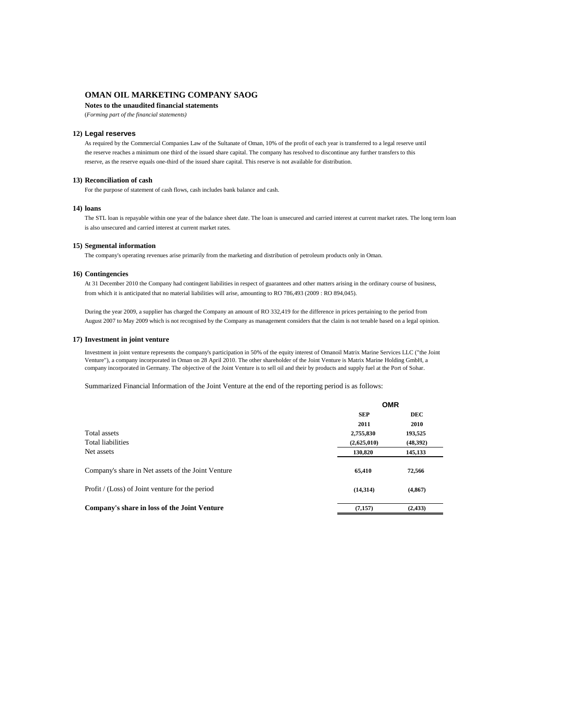# OMAN OIL MARKETING COMPANY SAOG

**Notes to the unaudited financial statements**

(*Forming part of the financial statements)*

## 12) Legal reserves

As required by the Commercial Companies Law of the Sultanate of Oman, 10% of the profit of each year is transferred to a legal reserve until the reserve reaches a minimum one third of the issued share capital. The company has resolved to discontinue any further transfers to this reserve, as the reserve equals one-third of the issued share capital. This reserve is not available for distribution.

## 13) Reconciliation of cash

For the purpose of statement of cash flows, cash includes bank balance and cash.

## 14) loans

The STL loan is repayable within one year of the balance sheet date. The loan is unsecured and carried interest at current market rates. The long term loan is also unsecured and carried interest at current market rates.

## 15) Segmental information

The company's operating revenues arise primarily from the marketing and distribution of petroleum products only in Oman.

## 16) Contingencies

At 31 December 2010 the Company had contingent liabilities in respect of guarantees and other matters arising in the ordinary course of business, from which it is anticipated that no material liabilities will arise, amounting to RO 786,493 (2009 : RO 894,045).

During the year 2009, a supplier has charged the Company an amount of RO 332,419 for the difference in prices pertaining to the period from August 2007 to May 2009 which is not recognised by the Company as management considers that the claim is not tenable based on a legal opinion.

## 17) Investment in joint venture

Investment in joint venture represents the company's participation in 50% of the equity interest of Omanoil Matrix Marine Services LLC ("the Joint Venture"), a company incorporated in Oman on 28 April 2010. The other shareholder of the Joint Venture is Matrix Marine Holding GmbH, a company incorporated in Germany. The objective of the Joint Venture is to sell oil and their by products and supply fuel at the Port of Sohar.

Summarized Financial Information of the Joint Venture at the end of the reporting period is as follows:

| | OMR | |
|---|---|---|
| | **SEP 2011** | **DEC 2010** |
| Total assets | **2,755,830** | **193,525** |
| Total liabilities | **(2,625,010)** | **(48,392)** |
| Net assets | **130,820** | **145,133** |
| Company's share in Net assets of the Joint Venture | **65,410** | **72,566** |
| Profit / (Loss) of Joint venture for the period | **(14,314)** | **(4,867)** |
| **Company's share in loss of the Joint Venture** | **(7,157)** | **(2,433)** |